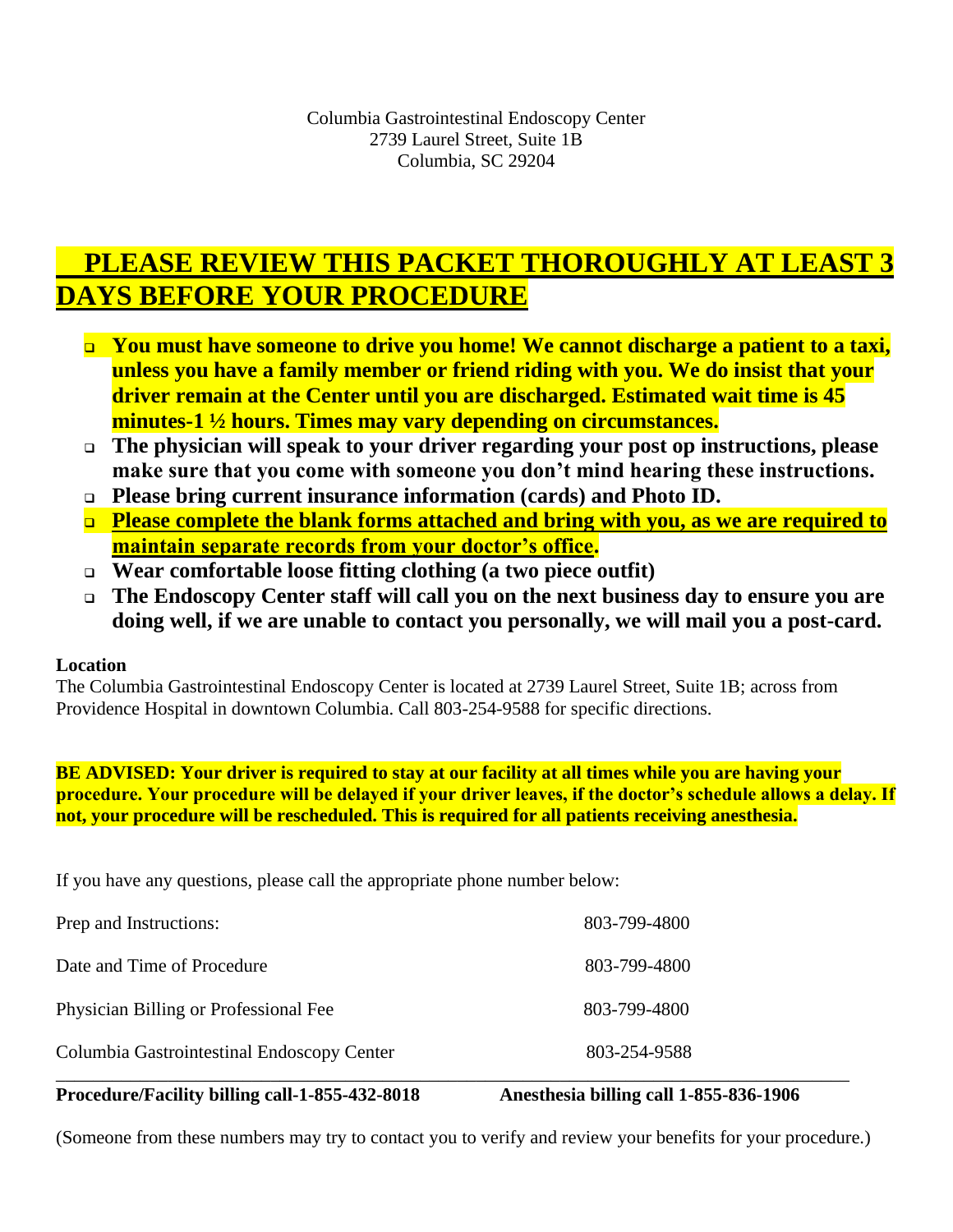Columbia Gastrointestinal Endoscopy Center
2739 Laurel Street, Suite 1B
Columbia, SC 29204

# PLEASE REVIEW THIS PACKET THOROUGHLY AT LEAST 3 DAYS BEFORE YOUR PROCEDURE

- **You must have someone to drive you home! We cannot discharge a patient to a taxi, unless you have a family member or friend riding with you. We do insist that your driver remain at the Center until you are discharged. Estimated wait time is 45 minutes-1 ½ hours. Times may vary depending on circumstances.**
- **The physician will speak to your driver regarding your post op instructions, please make sure that you come with someone you don't mind hearing these instructions.**
- **Please bring current insurance information (cards) and Photo ID.**
- **Please complete the blank forms attached and bring with you, as we are required to maintain separate records from your doctor's office.**
- **Wear comfortable loose fitting clothing (a two piece outfit)**
- **The Endoscopy Center staff will call you on the next business day to ensure you are doing well, if we are unable to contact you personally, we will mail you a post-card.**

**Location**
The Columbia Gastrointestinal Endoscopy Center is located at 2739 Laurel Street, Suite 1B; across from Providence Hospital in downtown Columbia. Call 803-254-9588 for specific directions.

**BE ADVISED: Your driver is required to stay at our facility at all times while you are having your procedure. Your procedure will be delayed if your driver leaves, if the doctor's schedule allows a delay. If not, your procedure will be rescheduled. This is required for all patients receiving anesthesia.**

If you have any questions, please call the appropriate phone number below:

| | |
|---|---|
| Prep and Instructions: | 803-799-4800 |
| Date and Time of Procedure | 803-799-4800 |
| Physician Billing or Professional Fee | 803-799-4800 |
| Columbia Gastrointestinal Endoscopy Center | 803-254-9588 |

**Procedure/Facility billing call-1-855-432-8018** **Anesthesia billing call 1-855-836-1906**

(Someone from these numbers may try to contact you to verify and review your benefits for your procedure.)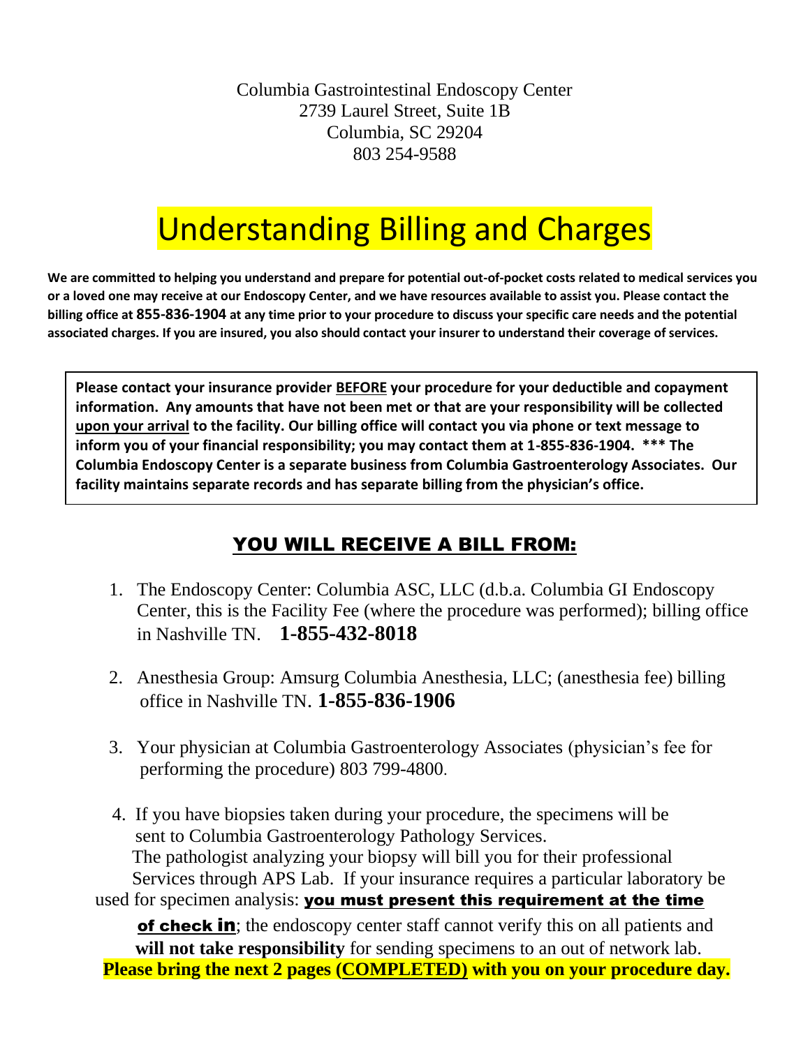Columbia Gastrointestinal Endoscopy Center
2739 Laurel Street, Suite 1B
Columbia, SC 29204
803 254-9588

# Understanding Billing and Charges

**We are committed to helping you understand and prepare for potential out-of-pocket costs related to medical services you or a loved one may receive at our Endoscopy Center, and we have resources available to assist you. Please contact the billing office at 855-836-1904 at any time prior to your procedure to discuss your specific care needs and the potential associated charges. If you are insured, you also should contact your insurer to understand their coverage of services.**

**Please contact your insurance provider <u>BEFORE</u> your procedure for your deductible and copayment information. Any amounts that have not been met or that are your responsibility will be collected <u>upon your arrival</u> to the facility. Our billing office will contact you via phone or text message to inform you of your financial responsibility; you may contact them at 1-855-836-1904. \*\*\* The Columbia Endoscopy Center is a separate business from Columbia Gastroenterology Associates. Our facility maintains separate records and has separate billing from the physician's office.**

## <u>YOU WILL RECEIVE A BILL FROM:</u>

1. The Endoscopy Center: Columbia ASC, LLC (d.b.a. Columbia GI Endoscopy Center, this is the Facility Fee (where the procedure was performed); billing office in Nashville TN. **1-855-432-8018**

2. Anesthesia Group: Amsurg Columbia Anesthesia, LLC; (anesthesia fee) billing office in Nashville TN. **1-855-836-1906**

3. Your physician at Columbia Gastroenterology Associates (physician's fee for performing the procedure) 803 799-4800.

4. If you have biopsies taken during your procedure, the specimens will be sent to Columbia Gastroenterology Pathology Services. The pathologist analyzing your biopsy will bill you for their professional Services through APS Lab. If your insurance requires a particular laboratory be used for specimen analysis: **you must present this requirement at the time of check in**; the endoscopy center staff cannot verify this on all patients and **will not take responsibility** for sending specimens to an out of network lab.

**Please bring the next 2 pages (<u>COMPLETED</u>) with you on your procedure day.**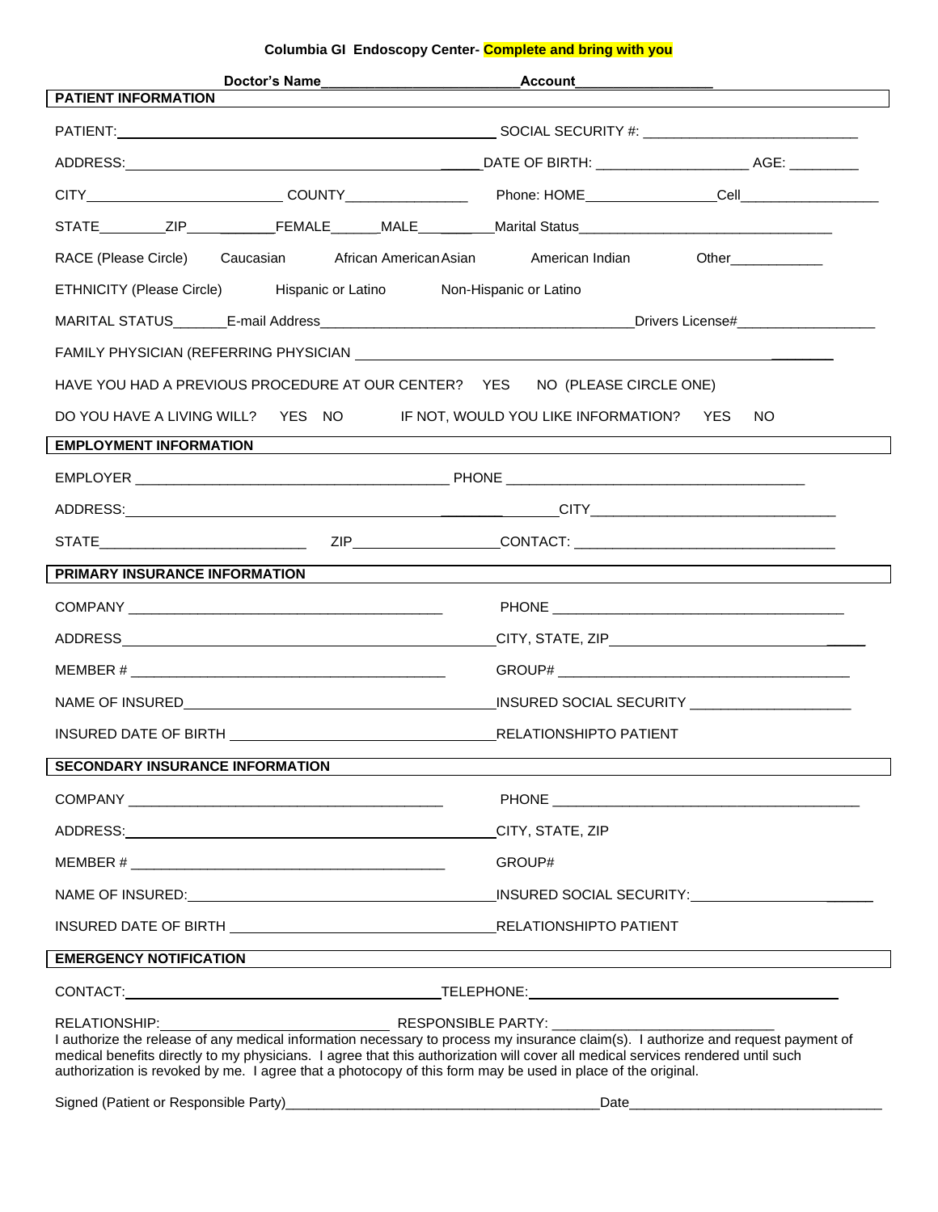**Columbia GI Endoscopy Center- Complete and bring with you**

**Doctor's Name**\_\_\_\_\_\_\_\_\_\_\_\_\_\_\_\_\_\_\_\_\_\_\_\_\_ **Account**\_\_\_\_\_\_\_\_\_\_\_\_\_\_\_\_\_\_

## PATIENT INFORMATION

PATIENT: \_\_\_\_\_\_\_\_\_\_\_\_\_\_\_\_\_\_\_\_\_\_\_\_\_\_\_\_\_\_\_\_\_\_\_\_\_\_\_\_\_\_\_\_\_\_ SOCIAL SECURITY #: \_\_\_\_\_\_\_\_\_\_\_\_\_\_\_\_\_\_\_\_\_\_\_\_\_\_\_

ADDRESS: \_\_\_\_\_\_\_\_\_\_\_\_\_\_\_\_\_\_\_\_\_\_\_\_\_\_\_\_\_\_\_\_\_\_\_\_\_\_\_\_\_\_\_\_ DATE OF BIRTH: \_\_\_\_\_\_\_\_\_\_\_\_\_\_\_\_\_\_\_\_ AGE: \_\_\_\_\_\_\_\_\_

CITY\_\_\_\_\_\_\_\_\_\_\_\_\_\_\_\_\_\_\_\_\_\_\_\_\_ COUNTY\_\_\_\_\_\_\_\_\_\_\_\_\_\_\_\_ Phone: HOME\_\_\_\_\_\_\_\_\_\_\_\_\_\_\_\_\_Cell\_\_\_\_\_\_\_\_\_\_\_\_\_\_\_\_\_\_

STATE\_\_\_\_\_\_\_\_\_ZIP\_\_\_\_\_\_\_\_\_\_\_\_\_FEMALE\_\_\_\_\_\_MALE\_\_\_\_\_\_\_\_\_Marital Status\_\_\_\_\_\_\_\_\_\_\_\_\_\_\_\_\_\_\_\_\_\_\_\_\_\_\_\_\_\_\_\_

RACE (Please Circle) Caucasian African American Asian American Indian Other\_\_\_\_\_\_\_\_\_\_\_\_

ETHNICITY (Please Circle) Hispanic or Latino Non-Hispanic or Latino

MARITAL STATUS\_\_\_\_\_\_\_E-mail Address\_\_\_\_\_\_\_\_\_\_\_\_\_\_\_\_\_\_\_\_\_\_\_\_\_\_\_\_\_\_\_\_\_\_\_\_\_\_\_\_Drivers License#\_\_\_\_\_\_\_\_\_\_\_\_\_\_\_\_\_\_

FAMILY PHYSICIAN (REFERRING PHYSICIAN \_\_\_\_\_\_\_\_\_\_\_\_\_\_\_\_\_\_\_\_\_\_\_\_\_\_\_\_\_\_\_\_\_\_\_\_\_\_\_\_\_\_\_\_\_\_\_\_\_\_\_\_\_\_\_\_\_\_\_\_\_\_

HAVE YOU HAD A PREVIOUS PROCEDURE AT OUR CENTER? YES NO (PLEASE CIRCLE ONE)

DO YOU HAVE A LIVING WILL? YES NO IF NOT, WOULD YOU LIKE INFORMATION? YES NO

## EMPLOYMENT INFORMATION

EMPLOYER \_\_\_\_\_\_\_\_\_\_\_\_\_\_\_\_\_\_\_\_\_\_\_\_\_\_\_\_\_\_\_\_\_\_\_\_\_\_\_\_ PHONE \_\_\_\_\_\_\_\_\_\_\_\_\_\_\_\_\_\_\_\_\_\_\_\_\_\_\_\_\_\_\_\_\_\_\_\_\_\_

ADDRESS: \_\_\_\_\_\_\_\_\_\_\_\_\_\_\_\_\_\_\_\_\_\_\_\_\_\_\_\_\_\_\_\_\_\_\_\_\_\_\_\_\_\_\_\_\_\_\_\_\_\_\_\_\_\_CITY\_\_\_\_\_\_\_\_\_\_\_\_\_\_\_\_\_\_\_\_\_\_\_\_\_\_\_\_\_\_\_\_

STATE\_\_\_\_\_\_\_\_\_\_\_\_\_\_\_\_\_\_\_\_\_\_\_\_\_\_\_ ZIP\_\_\_\_\_\_\_\_\_\_\_\_\_\_\_\_\_\_\_CONTACT: \_\_\_\_\_\_\_\_\_\_\_\_\_\_\_\_\_\_\_\_\_\_\_\_\_\_\_\_\_\_\_\_\_\_

## PRIMARY INSURANCE INFORMATION

COMPANY \_\_\_\_\_\_\_\_\_\_\_\_\_\_\_\_\_\_\_\_\_\_\_\_\_\_\_\_\_\_\_\_\_\_\_\_\_\_\_\_\_ PHONE \_\_\_\_\_\_\_\_\_\_\_\_\_\_\_\_\_\_\_\_\_\_\_\_\_\_\_\_\_\_\_\_\_\_\_\_\_\_\_

ADDRESS\_\_\_\_\_\_\_\_\_\_\_\_\_\_\_\_\_\_\_\_\_\_\_\_\_\_\_\_\_\_\_\_\_\_\_\_\_\_\_\_\_\_\_\_\_\_\_CITY, STATE, ZIP\_\_\_\_\_\_\_\_\_\_\_\_\_\_\_\_\_\_\_\_\_\_\_\_\_\_\_\_\_\_\_\_\_

MEMBER # \_\_\_\_\_\_\_\_\_\_\_\_\_\_\_\_\_\_\_\_\_\_\_\_\_\_\_\_\_\_\_\_\_\_\_\_\_\_\_\_\_ GROUP# \_\_\_\_\_\_\_\_\_\_\_\_\_\_\_\_\_\_\_\_\_\_\_\_\_\_\_\_\_\_\_\_\_\_\_\_\_\_\_

NAME OF INSURED\_\_\_\_\_\_\_\_\_\_\_\_\_\_\_\_\_\_\_\_\_\_\_\_\_\_\_\_\_\_\_\_\_\_\_\_\_\_\_\_INSURED SOCIAL SECURITY \_\_\_\_\_\_\_\_\_\_\_\_\_\_\_\_\_\_\_\_\_

INSURED DATE OF BIRTH \_\_\_\_\_\_\_\_\_\_\_\_\_\_\_\_\_\_\_\_\_\_\_\_\_\_\_\_\_\_\_\_\_\_\_RELATIONSHIPTO PATIENT

## SECONDARY INSURANCE INFORMATION

COMPANY \_\_\_\_\_\_\_\_\_\_\_\_\_\_\_\_\_\_\_\_\_\_\_\_\_\_\_\_\_\_\_\_\_\_\_\_\_\_\_\_\_ PHONE \_\_\_\_\_\_\_\_\_\_\_\_\_\_\_\_\_\_\_\_\_\_\_\_\_\_\_\_\_\_\_\_\_\_\_\_\_\_\_\_\_

ADDRESS: \_\_\_\_\_\_\_\_\_\_\_\_\_\_\_\_\_\_\_\_\_\_\_\_\_\_\_\_\_\_\_\_\_\_\_\_\_\_\_\_\_\_\_\_\_CITY, STATE, ZIP

MEMBER # \_\_\_\_\_\_\_\_\_\_\_\_\_\_\_\_\_\_\_\_\_\_\_\_\_\_\_\_\_\_\_\_\_\_\_\_\_\_\_\_\_ GROUP#

NAME OF INSURED: \_\_\_\_\_\_\_\_\_\_\_\_\_\_\_\_\_\_\_\_\_\_\_\_\_\_\_\_\_\_\_\_\_\_\_\_\_\_\_INSURED SOCIAL SECURITY: \_\_\_\_\_\_\_\_\_\_\_\_\_\_\_\_\_\_\_\_\_\_\_\_

INSURED DATE OF BIRTH \_\_\_\_\_\_\_\_\_\_\_\_\_\_\_\_\_\_\_\_\_\_\_\_\_\_\_\_\_\_\_\_\_\_\_RELATIONSHIPTO PATIENT

## EMERGENCY NOTIFICATION

CONTACT: \_\_\_\_\_\_\_\_\_\_\_\_\_\_\_\_\_\_\_\_\_\_\_\_\_\_\_\_\_\_\_\_\_\_\_\_\_\_\_\_\_TELEPHONE: \_\_\_\_\_\_\_\_\_\_\_\_\_\_\_\_\_\_\_\_\_\_\_\_\_\_\_\_\_\_\_\_\_\_\_\_\_\_\_\_\_\_\_

RELATIONSHIP: \_\_\_\_\_\_\_\_\_\_\_\_\_\_\_\_\_\_\_\_\_\_\_\_\_\_\_\_\_\_ RESPONSIBLE PARTY: \_\_\_\_\_\_\_\_\_\_\_\_\_\_\_\_\_\_\_\_\_\_\_\_\_\_\_\_\_\_

I authorize the release of any medical information necessary to process my insurance claim(s). I authorize and request payment of medical benefits directly to my physicians. I agree that this authorization will cover all medical services rendered until such authorization is revoked by me. I agree that a photocopy of this form may be used in place of the original.

Signed (Patient or Responsible Party)\_\_\_\_\_\_\_\_\_\_\_\_\_\_\_\_\_\_\_\_\_\_\_\_\_\_\_\_\_\_\_\_\_\_\_\_\_\_\_\_\_\_Date\_\_\_\_\_\_\_\_\_\_\_\_\_\_\_\_\_\_\_\_\_\_\_\_\_\_\_\_\_\_\_\_\_\_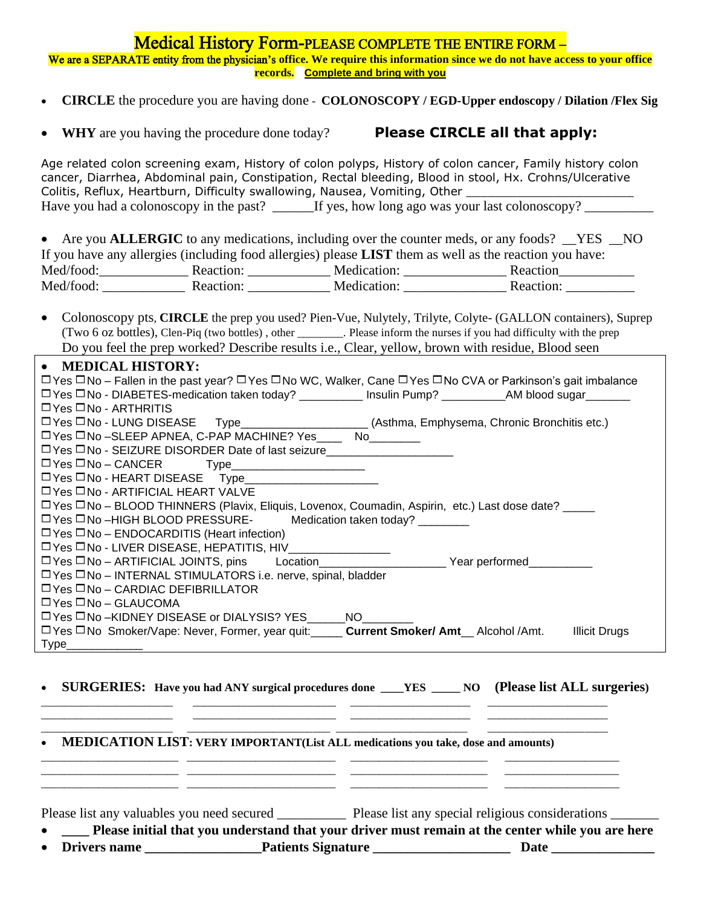# Medical History Form-PLEASE COMPLETE THE ENTIRE FORM –

**We are a SEPARATE entity from the physician's office. We require this information since we do not have access to your office records. Complete and bring with you**

- **CIRCLE** the procedure you are having done - **COLONOSCOPY / EGD-Upper endoscopy / Dilation /Flex Sig**
- **WHY** are you having the procedure done today? **Please CIRCLE all that apply:**

Age related colon screening exam, History of colon polyps, History of colon cancer, Family history colon cancer, Diarrhea, Abdominal pain, Constipation, Rectal bleeding, Blood in stool, Hx. Crohns/Ulcerative Colitis, Reflux, Heartburn, Difficulty swallowing, Nausea, Vomiting, Other ______________________
Have you had a colonoscopy in the past? ______If yes, how long ago was your last colonoscopy? __________

- Are you **ALLERGIC** to any medications, including over the counter meds, or any foods? __YES __NO

If you have any allergies (including food allergies) please **LIST** them as well as the reaction you have:
Med/food:____________ Reaction: ____________ Medication: ______________ Reaction__________
Med/food: ____________ Reaction: ____________ Medication: ______________ Reaction: __________

- Colonoscopy pts, **CIRCLE** the prep you used? Pien-Vue, Nulytely, Trilyte, Colyte- (GALLON containers), Suprep (Two 6 oz bottles), Clen-Piq (two bottles) , other ________. Please inform the nurses if you had difficulty with the prep
  Do you feel the prep worked? Describe results i.e., Clear, yellow, brown with residue, Blood seen

- **MEDICAL HISTORY:**

☐Yes ☐No – Fallen in the past year? ☐Yes ☐No WC, Walker, Cane ☐Yes ☐No CVA or Parkinson's gait imbalance
☐Yes ☐No - DIABETES-medication taken today? __________ Insulin Pump? __________AM blood sugar_______
☐Yes ☐No - ARTHRITIS
☐Yes ☐No - LUNG DISEASE Type___________________ (Asthma, Emphysema, Chronic Bronchitis etc.)
☐Yes ☐No –SLEEP APNEA, C-PAP MACHINE? Yes____ No________
☐Yes ☐No - SEIZURE DISORDER Date of last seizure___________________
☐Yes ☐No – CANCER Type____________________
☐Yes ☐No - HEART DISEASE Type____________________
☐Yes ☐No - ARTIFICIAL HEART VALVE
☐Yes ☐No – BLOOD THINNERS (Plavix, Eliquis, Lovenox, Coumadin, Aspirin, etc.) Last dose date? _____
☐Yes ☐No –HIGH BLOOD PRESSURE- Medication taken today? ________
☐Yes ☐No – ENDOCARDITIS (Heart infection)
☐Yes ☐No - LIVER DISEASE, HEPATITIS, HIV_______________
☐Yes ☐No – ARTIFICIAL JOINTS, pins Location___________________ Year performed__________
☐Yes ☐No – INTERNAL STIMULATORS i.e. nerve, spinal, bladder
☐Yes ☐No – CARDIAC DEFIBRILLATOR
☐Yes ☐No – GLAUCOMA
☐Yes ☐No –KIDNEY DISEASE or DIALYSIS? YES______NO________
☐Yes ☐No Smoker/Vape: Never, Former, year quit:_____ **Current Smoker/ Amt**__ Alcohol /Amt. Illicit Drugs Type____________

- **SURGERIES: Have you had ANY surgical procedures done ____YES _____ NO (Please list ALL surgeries)**

____________________ ______________________ __________________ __________________
____________________ ______________________ __________________ __________________
____________________ ______________________ __________________ __________________

- **MEDICATION LIST: VERY IMPORTANT(List ALL medications you take, dose and amounts)**

____________________ ______________________ ____________________ __________________
____________________ ______________________ ____________________ __________________
____________________ ______________________ ____________________ __________________

Please list any valuables you need secured __________ Please list any special religious considerations _______

- **____ Please initial that you understand that your driver must remain at the center while you are here**
- **Drivers name ________________Patients Signature ____________________ Date _______________**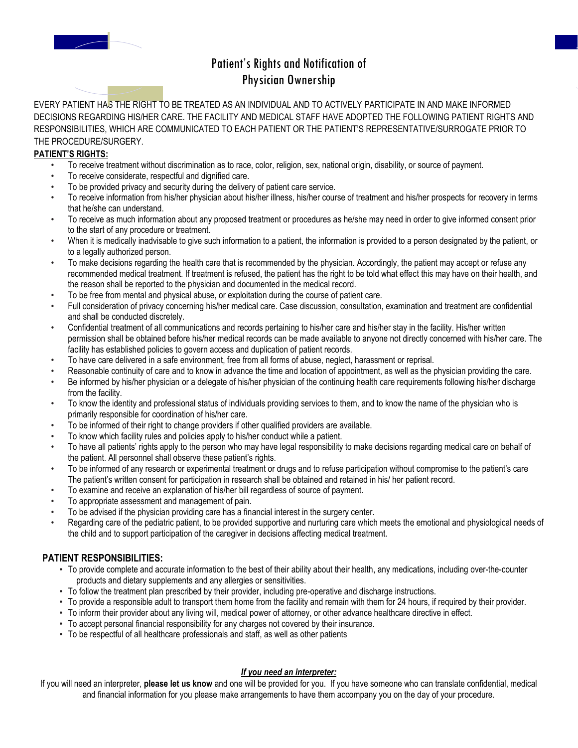# Patient's Rights and Notification of Physician Ownership

EVERY PATIENT HAS THE RIGHT TO BE TREATED AS AN INDIVIDUAL AND TO ACTIVELY PARTICIPATE IN AND MAKE INFORMED DECISIONS REGARDING HIS/HER CARE. THE FACILITY AND MEDICAL STAFF HAVE ADOPTED THE FOLLOWING PATIENT RIGHTS AND RESPONSIBILITIES, WHICH ARE COMMUNICATED TO EACH PATIENT OR THE PATIENT'S REPRESENTATIVE/SURROGATE PRIOR TO THE PROCEDURE/SURGERY.

**PATIENT'S RIGHTS:**

- To receive treatment without discrimination as to race, color, religion, sex, national origin, disability, or source of payment.
- To receive considerate, respectful and dignified care.
- To be provided privacy and security during the delivery of patient care service.
- To receive information from his/her physician about his/her illness, his/her course of treatment and his/her prospects for recovery in terms that he/she can understand.
- To receive as much information about any proposed treatment or procedures as he/she may need in order to give informed consent prior to the start of any procedure or treatment.
- When it is medically inadvisable to give such information to a patient, the information is provided to a person designated by the patient, or to a legally authorized person.
- To make decisions regarding the health care that is recommended by the physician. Accordingly, the patient may accept or refuse any recommended medical treatment. If treatment is refused, the patient has the right to be told what effect this may have on their health, and the reason shall be reported to the physician and documented in the medical record.
- To be free from mental and physical abuse, or exploitation during the course of patient care.
- Full consideration of privacy concerning his/her medical care. Case discussion, consultation, examination and treatment are confidential and shall be conducted discretely.
- Confidential treatment of all communications and records pertaining to his/her care and his/her stay in the facility. His/her written permission shall be obtained before his/her medical records can be made available to anyone not directly concerned with his/her care. The facility has established policies to govern access and duplication of patient records.
- To have care delivered in a safe environment, free from all forms of abuse, neglect, harassment or reprisal.
- Reasonable continuity of care and to know in advance the time and location of appointment, as well as the physician providing the care.
- Be informed by his/her physician or a delegate of his/her physician of the continuing health care requirements following his/her discharge from the facility.
- To know the identity and professional status of individuals providing services to them, and to know the name of the physician who is primarily responsible for coordination of his/her care.
- To be informed of their right to change providers if other qualified providers are available.
- To know which facility rules and policies apply to his/her conduct while a patient.
- To have all patients' rights apply to the person who may have legal responsibility to make decisions regarding medical care on behalf of the patient. All personnel shall observe these patient's rights.
- To be informed of any research or experimental treatment or drugs and to refuse participation without compromise to the patient's care The patient's written consent for participation in research shall be obtained and retained in his/ her patient record.
- To examine and receive an explanation of his/her bill regardless of source of payment.
- To appropriate assessment and management of pain.
- To be advised if the physician providing care has a financial interest in the surgery center.
- Regarding care of the pediatric patient, to be provided supportive and nurturing care which meets the emotional and physiological needs of the child and to support participation of the caregiver in decisions affecting medical treatment.

**PATIENT RESPONSIBILITIES:**

- To provide complete and accurate information to the best of their ability about their health, any medications, including over-the-counter products and dietary supplements and any allergies or sensitivities.
- To follow the treatment plan prescribed by their provider, including pre-operative and discharge instructions.
- To provide a responsible adult to transport them home from the facility and remain with them for 24 hours, if required by their provider.
- To inform their provider about any living will, medical power of attorney, or other advance healthcare directive in effect.
- To accept personal financial responsibility for any charges not covered by their insurance.
- To be respectful of all healthcare professionals and staff, as well as other patients

***If you need an interpreter:***

If you will need an interpreter, **please let us know** and one will be provided for you. If you have someone who can translate confidential, medical and financial information for you please make arrangements to have them accompany you on the day of your procedure.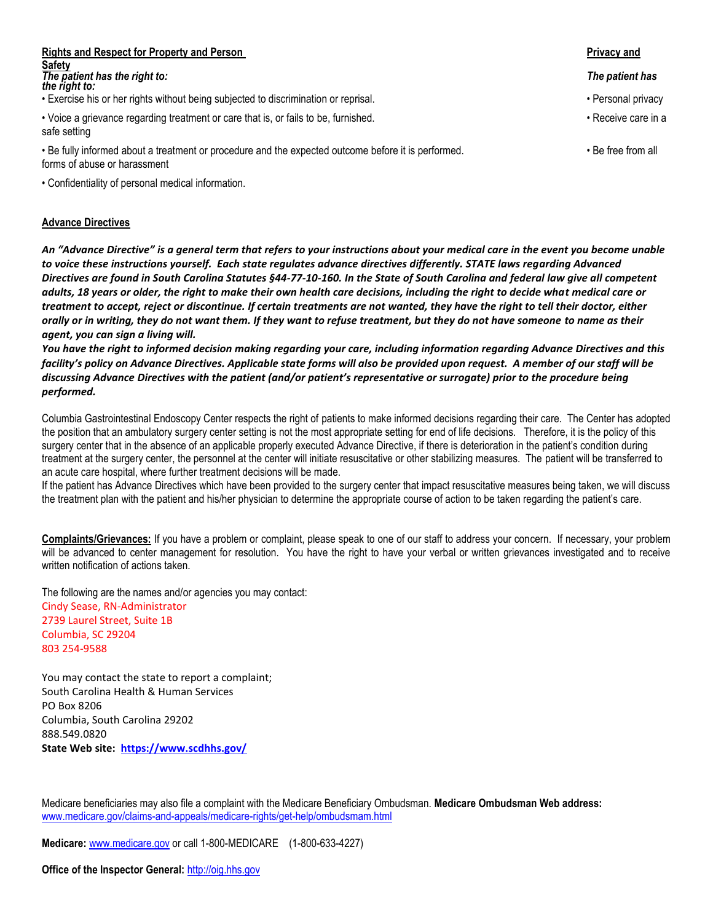**Rights and Respect for Property and Person**

*The patient has the right to:*

- Exercise his or her rights without being subjected to discrimination or reprisal.
- Voice a grievance regarding treatment or care that is, or fails to be, furnished.
- Be fully informed about a treatment or procedure and the expected outcome before it is performed.
- Confidentiality of personal medical information.

**Privacy and Safety**

*The patient has the right to:*

- Personal privacy
- Receive care in a safe setting
- Be free from all forms of abuse or harassment

**Advance Directives**

***An "Advance Directive" is a general term that refers to your instructions about your medical care in the event you become unable to voice these instructions yourself. Each state regulates advance directives differently. STATE laws regarding Advanced Directives are found in South Carolina Statutes §44-77-10-160. In the State of South Carolina and federal law give all competent adults, 18 years or older, the right to make their own health care decisions, including the right to decide what medical care or treatment to accept, reject or discontinue. If certain treatments are not wanted, they have the right to tell their doctor, either orally or in writing, they do not want them. If they want to refuse treatment, but they do not have someone to name as their agent, you can sign a living will.***

***You have the right to informed decision making regarding your care, including information regarding Advance Directives and this facility's policy on Advance Directives. Applicable state forms will also be provided upon request. A member of our staff will be discussing Advance Directives with the patient (and/or patient's representative or surrogate) prior to the procedure being performed.***

Columbia Gastrointestinal Endoscopy Center respects the right of patients to make informed decisions regarding their care. The Center has adopted the position that an ambulatory surgery center setting is not the most appropriate setting for end of life decisions. Therefore, it is the policy of this surgery center that in the absence of an applicable properly executed Advance Directive, if there is deterioration in the patient's condition during treatment at the surgery center, the personnel at the center will initiate resuscitative or other stabilizing measures. The patient will be transferred to an acute care hospital, where further treatment decisions will be made.

If the patient has Advance Directives which have been provided to the surgery center that impact resuscitative measures being taken, we will discuss the treatment plan with the patient and his/her physician to determine the appropriate course of action to be taken regarding the patient's care.

**Complaints/Grievances:** If you have a problem or complaint, please speak to one of our staff to address your concern. If necessary, your problem will be advanced to center management for resolution. You have the right to have your verbal or written grievances investigated and to receive written notification of actions taken.

The following are the names and/or agencies you may contact:

Cindy Sease, RN-Administrator
2739 Laurel Street, Suite 1B
Columbia, SC 29204
803 254-9588

You may contact the state to report a complaint;
South Carolina Health & Human Services
PO Box 8206
Columbia, South Carolina 29202
888.549.0820
**State Web site: https://www.scdhhs.gov/**

Medicare beneficiaries may also file a complaint with the Medicare Beneficiary Ombudsman. **Medicare Ombudsman Web address:** www.medicare.gov/claims-and-appeals/medicare-rights/get-help/ombudsmam.html

**Medicare:** www.medicare.gov or call 1-800-MEDICARE (1-800-633-4227)

**Office of the Inspector General:** http://oig.hhs.gov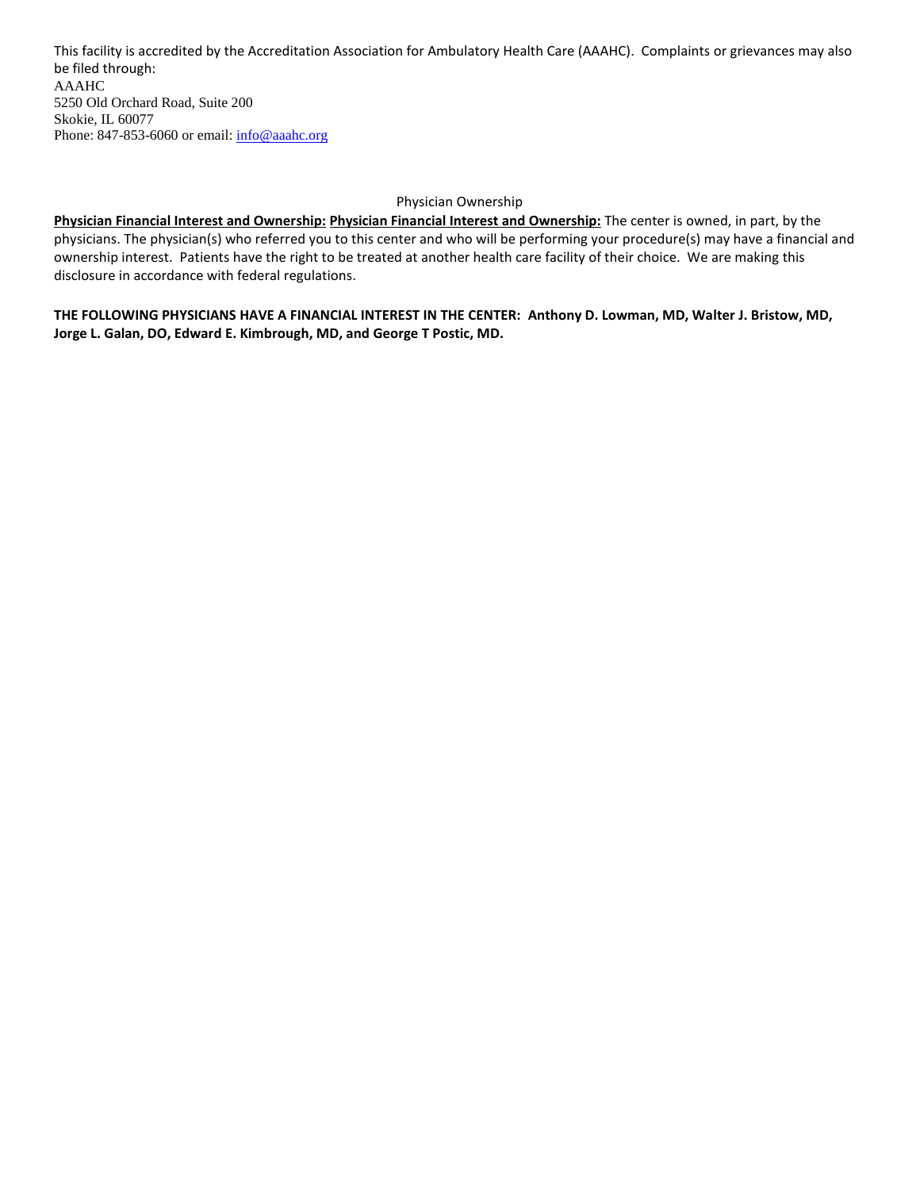This facility is accredited by the Accreditation Association for Ambulatory Health Care (AAAHC). Complaints or grievances may also be filed through:
AAAHC
5250 Old Orchard Road, Suite 200
Skokie, IL 60077
Phone: 847-853-6060 or email: info@aaahc.org

Physician Ownership

**Physician Financial Interest and Ownership:** **Physician Financial Interest and Ownership:** The center is owned, in part, by the physicians. The physician(s) who referred you to this center and who will be performing your procedure(s) may have a financial and ownership interest. Patients have the right to be treated at another health care facility of their choice. We are making this disclosure in accordance with federal regulations.

**THE FOLLOWING PHYSICIANS HAVE A FINANCIAL INTEREST IN THE CENTER: Anthony D. Lowman, MD, Walter J. Bristow, MD, Jorge L. Galan, DO, Edward E. Kimbrough, MD, and George T Postic, MD.**